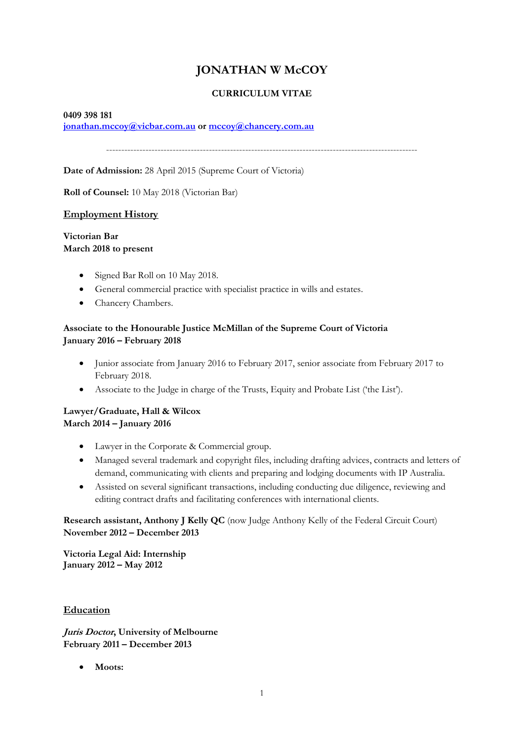# JONATHAN W McCOY

### CURRICULUM VITAE

**0409 398 181**
**[jonathan.mccoy@vicbar.com.au](mailto:jonathan.mccoy@vicbar.com.au) or [mccoy@chancery.com.au](mailto:mccoy@chancery.com.au)**

----------------------------------------------------------------------------------------------------

**Date of Admission:** 28 April 2015 (Supreme Court of Victoria)

**Roll of Counsel:** 10 May 2018 (Victorian Bar)

## Employment History

**Victorian Bar**
**March 2018 to present**

- Signed Bar Roll on 10 May 2018.
- General commercial practice with specialist practice in wills and estates.
- Chancery Chambers.

**Associate to the Honourable Justice McMillan of the Supreme Court of Victoria**
**January 2016 – February 2018**

- Junior associate from January 2016 to February 2017, senior associate from February 2017 to February 2018.
- Associate to the Judge in charge of the Trusts, Equity and Probate List ('the List').

**Lawyer/Graduate, Hall & Wilcox**
**March 2014 – January 2016**

- Lawyer in the Corporate & Commercial group.
- Managed several trademark and copyright files, including drafting advices, contracts and letters of demand, communicating with clients and preparing and lodging documents with IP Australia.
- Assisted on several significant transactions, including conducting due diligence, reviewing and editing contract drafts and facilitating conferences with international clients.

**Research assistant, Anthony J Kelly QC** (now Judge Anthony Kelly of the Federal Circuit Court)
**November 2012 – December 2013**

**Victoria Legal Aid: Internship**
**January 2012 – May 2012**

## Education

***Juris Doctor*, University of Melbourne**
**February 2011 – December 2013**

- **Moots:**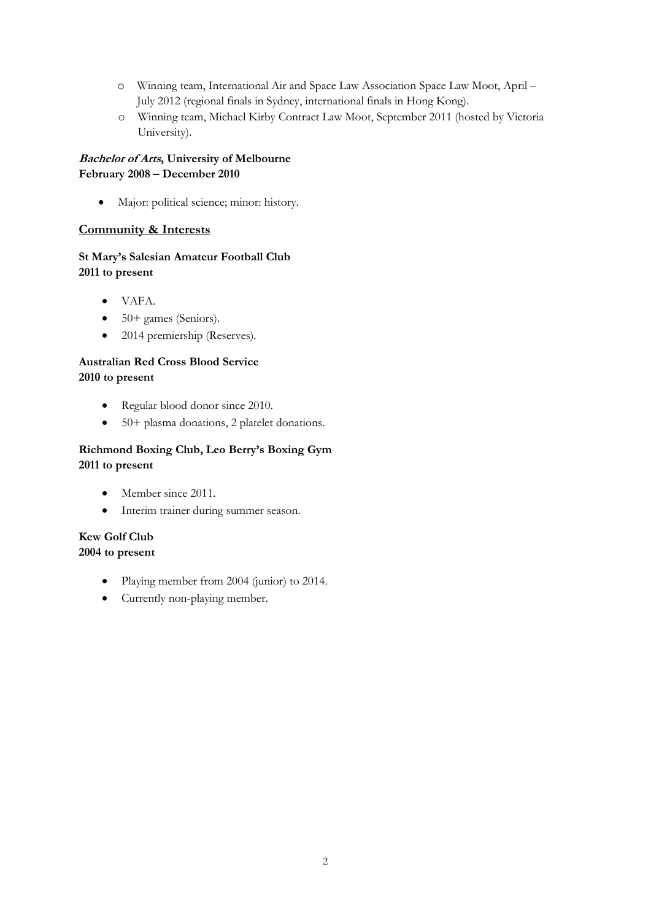- Winning team, International Air and Space Law Association Space Law Moot, April – July 2012 (regional finals in Sydney, international finals in Hong Kong).
  - Winning team, Michael Kirby Contract Law Moot, September 2011 (hosted by Victoria University).

***Bachelor of Arts*, University of Melbourne**
**February 2008 – December 2010**

- Major: political science; minor: history.

## Community & Interests

**St Mary's Salesian Amateur Football Club**
**2011 to present**

- VAFA.
- 50+ games (Seniors).
- 2014 premiership (Reserves).

**Australian Red Cross Blood Service**
**2010 to present**

- Regular blood donor since 2010.
- 50+ plasma donations, 2 platelet donations.

**Richmond Boxing Club, Leo Berry's Boxing Gym**
**2011 to present**

- Member since 2011.
- Interim trainer during summer season.

**Kew Golf Club**
**2004 to present**

- Playing member from 2004 (junior) to 2014.
- Currently non-playing member.